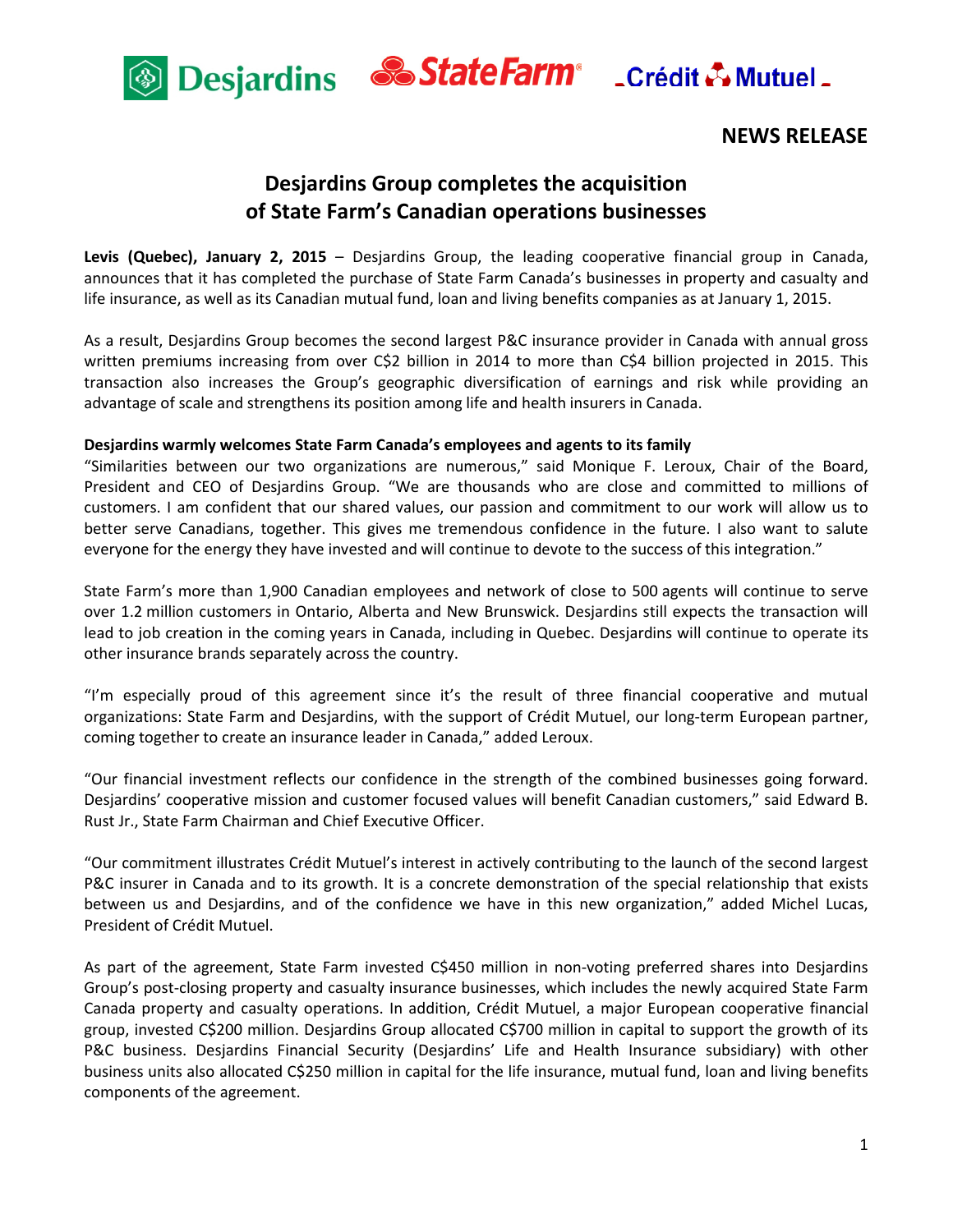Desjardins StateFarm Crédit Mutuel

**NEWS RELEASE**

# Desjardins Group completes the acquisition of State Farm's Canadian operations businesses

**Levis (Quebec), January 2, 2015** – Desjardins Group, the leading cooperative financial group in Canada, announces that it has completed the purchase of State Farm Canada's businesses in property and casualty and life insurance, as well as its Canadian mutual fund, loan and living benefits companies as at January 1, 2015.

As a result, Desjardins Group becomes the second largest P&C insurance provider in Canada with annual gross written premiums increasing from over C$2 billion in 2014 to more than C$4 billion projected in 2015. This transaction also increases the Group's geographic diversification of earnings and risk while providing an advantage of scale and strengthens its position among life and health insurers in Canada.

**Desjardins warmly welcomes State Farm Canada's employees and agents to its family**

"Similarities between our two organizations are numerous," said Monique F. Leroux, Chair of the Board, President and CEO of Desjardins Group. "We are thousands who are close and committed to millions of customers. I am confident that our shared values, our passion and commitment to our work will allow us to better serve Canadians, together. This gives me tremendous confidence in the future. I also want to salute everyone for the energy they have invested and will continue to devote to the success of this integration."

State Farm's more than 1,900 Canadian employees and network of close to 500 agents will continue to serve over 1.2 million customers in Ontario, Alberta and New Brunswick. Desjardins still expects the transaction will lead to job creation in the coming years in Canada, including in Quebec. Desjardins will continue to operate its other insurance brands separately across the country.

"I'm especially proud of this agreement since it's the result of three financial cooperative and mutual organizations: State Farm and Desjardins, with the support of Crédit Mutuel, our long-term European partner, coming together to create an insurance leader in Canada," added Leroux.

"Our financial investment reflects our confidence in the strength of the combined businesses going forward. Desjardins' cooperative mission and customer focused values will benefit Canadian customers," said Edward B. Rust Jr., State Farm Chairman and Chief Executive Officer.

"Our commitment illustrates Crédit Mutuel's interest in actively contributing to the launch of the second largest P&C insurer in Canada and to its growth. It is a concrete demonstration of the special relationship that exists between us and Desjardins, and of the confidence we have in this new organization," added Michel Lucas, President of Crédit Mutuel.

As part of the agreement, State Farm invested C$450 million in non-voting preferred shares into Desjardins Group's post-closing property and casualty insurance businesses, which includes the newly acquired State Farm Canada property and casualty operations. In addition, Crédit Mutuel, a major European cooperative financial group, invested C$200 million. Desjardins Group allocated C$700 million in capital to support the growth of its P&C business. Desjardins Financial Security (Desjardins' Life and Health Insurance subsidiary) with other business units also allocated C$250 million in capital for the life insurance, mutual fund, loan and living benefits components of the agreement.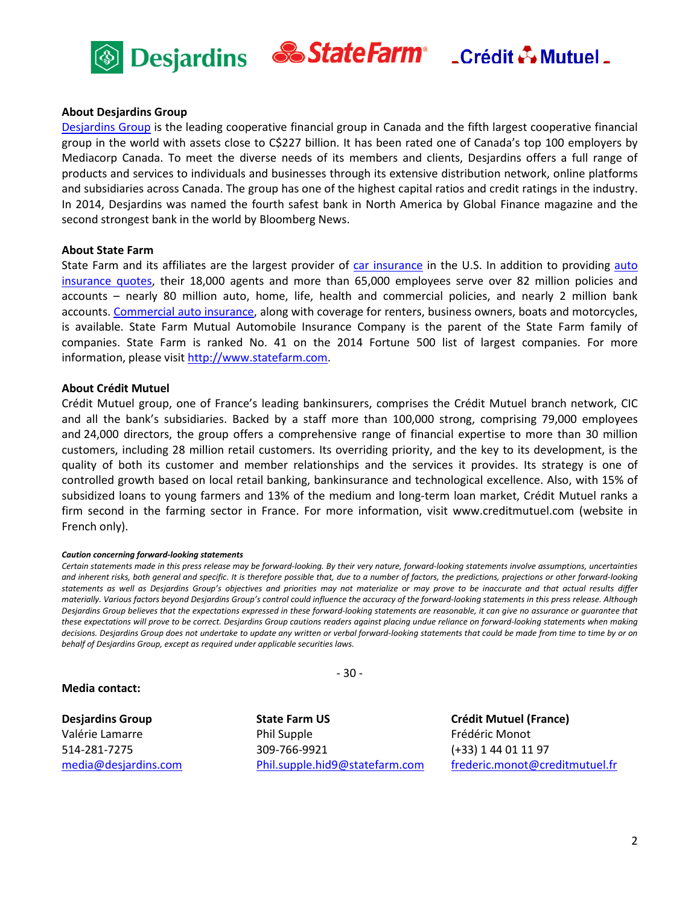**About Desjardins Group**

Desjardins Group is the leading cooperative financial group in Canada and the fifth largest cooperative financial group in the world with assets close to C$227 billion. It has been rated one of Canada's top 100 employers by Mediacorp Canada. To meet the diverse needs of its members and clients, Desjardins offers a full range of products and services to individuals and businesses through its extensive distribution network, online platforms and subsidiaries across Canada. The group has one of the highest capital ratios and credit ratings in the industry. In 2014, Desjardins was named the fourth safest bank in North America by Global Finance magazine and the second strongest bank in the world by Bloomberg News.

**About State Farm**

State Farm and its affiliates are the largest provider of car insurance in the U.S. In addition to providing auto insurance quotes, their 18,000 agents and more than 65,000 employees serve over 82 million policies and accounts – nearly 80 million auto, home, life, health and commercial policies, and nearly 2 million bank accounts. Commercial auto insurance, along with coverage for renters, business owners, boats and motorcycles, is available. State Farm Mutual Automobile Insurance Company is the parent of the State Farm family of companies. State Farm is ranked No. 41 on the 2014 Fortune 500 list of largest companies. For more information, please visit http://www.statefarm.com.

**About Crédit Mutuel**

Crédit Mutuel group, one of France's leading bankinsurers, comprises the Crédit Mutuel branch network, CIC and all the bank's subsidiaries. Backed by a staff more than 100,000 strong, comprising 79,000 employees and 24,000 directors, the group offers a comprehensive range of financial expertise to more than 30 million customers, including 28 million retail customers. Its overriding priority, and the key to its development, is the quality of both its customer and member relationships and the services it provides. Its strategy is one of controlled growth based on local retail banking, bankinsurance and technological excellence. Also, with 15% of subsidized loans to young farmers and 13% of the medium and long-term loan market, Crédit Mutuel ranks a firm second in the farming sector in France. For more information, visit www.creditmutuel.com (website in French only).

***Caution concerning forward-looking statements***

*Certain statements made in this press release may be forward-looking. By their very nature, forward-looking statements involve assumptions, uncertainties and inherent risks, both general and specific. It is therefore possible that, due to a number of factors, the predictions, projections or other forward-looking statements as well as Desjardins Group's objectives and priorities may not materialize or may prove to be inaccurate and that actual results differ materially. Various factors beyond Desjardins Group's control could influence the accuracy of the forward-looking statements in this press release. Although Desjardins Group believes that the expectations expressed in these forward-looking statements are reasonable, it can give no assurance or guarantee that these expectations will prove to be correct. Desjardins Group cautions readers against placing undue reliance on forward-looking statements when making decisions. Desjardins Group does not undertake to update any written or verbal forward-looking statements that could be made from time to time by or on behalf of Desjardins Group, except as required under applicable securities laws.*

\- 30 -

**Media contact:**

| | | |
|---|---|---|
| **Desjardins Group** | **State Farm US** | **Crédit Mutuel (France)** |
| Valérie Lamarre | Phil Supple | Frédéric Monot |
| 514-281-7275 | 309-766-9921 | (+33) 1 44 01 11 97 |
| media@desjardins.com | Phil.supple.hid9@statefarm.com | frederic.monot@creditmutuel.fr |